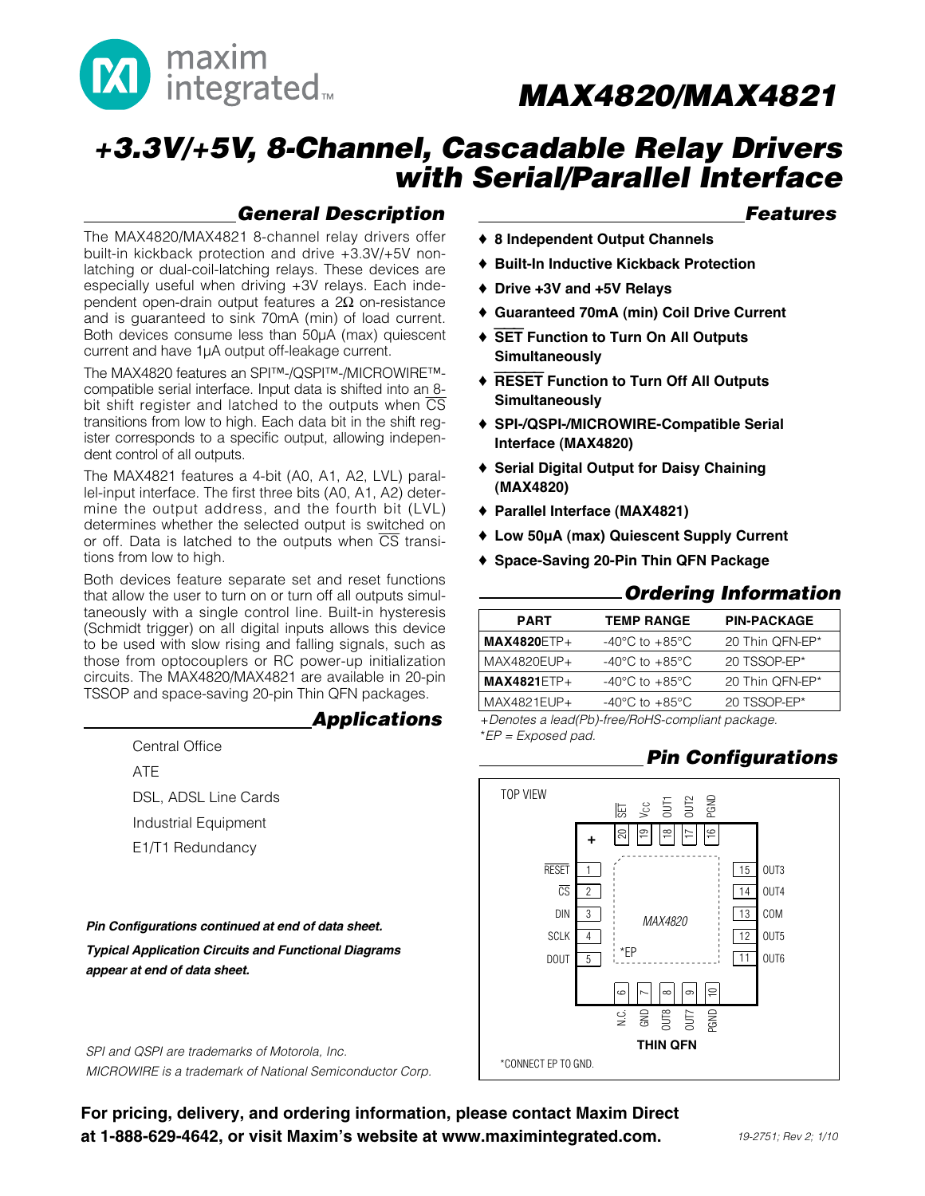# MAX4820/MAX4821

# +3.3V/+5V, 8-Channel, Cascadable Relay Drivers with Serial/Parallel Interface

## General Description

The MAX4820/MAX4821 8-channel relay drivers offer built-in kickback protection and drive +3.3V/+5V non-latching or dual-coil-latching relays. These devices are especially useful when driving +3V relays. Each independent open-drain output features a 2Ω on-resistance and is guaranteed to sink 70mA (min) of load current. Both devices consume less than 50µA (max) quiescent current and have 1µA output off-leakage current.

The MAX4820 features an SPI™-/QSPI™-/MICROWIRE™-compatible serial interface. Input data is shifted into an 8-bit shift register and latched to the outputs when CS transitions from low to high. Each data bit in the shift register corresponds to a specific output, allowing independent control of all outputs.

The MAX4821 features a 4-bit (A0, A1, A2, LVL) parallel-input interface. The first three bits (A0, A1, A2) determine the output address, and the fourth bit (LVL) determines whether the selected output is switched on or off. Data is latched to the outputs when CS transitions from low to high.

Both devices feature separate set and reset functions that allow the user to turn on or turn off all outputs simultaneously with a single control line. Built-in hysteresis (Schmidt trigger) on all digital inputs allows this device to be used with slow rising and falling signals, such as those from optocouplers or RC power-up initialization circuits. The MAX4820/MAX4821 are available in 20-pin TSSOP and space-saving 20-pin Thin QFN packages.

## Applications

- Central Office
- ATE
- DSL, ADSL Line Cards
- Industrial Equipment
- E1/T1 Redundancy

***Pin Configurations continued at end of data sheet.***

***Typical Application Circuits and Functional Diagrams appear at end of data sheet.***

*SPI and QSPI are trademarks of Motorola, Inc.*
*MICROWIRE is a trademark of National Semiconductor Corp.*

## Features

- **8 Independent Output Channels**
- **Built-In Inductive Kickback Protection**
- **Drive +3V and +5V Relays**
- **Guaranteed 70mA (min) Coil Drive Current**
- **SET Function to Turn On All Outputs Simultaneously**
- **RESET Function to Turn Off All Outputs Simultaneously**
- **SPI-/QSPI-/MICROWIRE-Compatible Serial Interface (MAX4820)**
- **Serial Digital Output for Daisy Chaining (MAX4820)**
- **Parallel Interface (MAX4821)**
- **Low 50µA (max) Quiescent Supply Current**
- **Space-Saving 20-Pin Thin QFN Package**

## Ordering Information

| PART | TEMP RANGE | PIN-PACKAGE |
|---|---|---|
| **MAX4820**ETP+ | -40°C to +85°C | 20 Thin QFN-EP* |
| MAX4820EUP+ | -40°C to +85°C | 20 TSSOP-EP* |
| **MAX4821**ETP+ | -40°C to +85°C | 20 Thin QFN-EP* |
| MAX4821EUP+ | -40°C to +85°C | 20 TSSOP-EP* |

*+Denotes a lead(Pb)-free/RoHS-compliant package.*
*\*EP = Exposed pad.*

## Pin Configurations

TOP VIEW — MAX4820, THIN QFN

| Pin | Name |
|---|---|
| 1 | RESET |
| 2 | CS |
| 3 | DIN |
| 4 | SCLK |
| 5 | DOUT |
| 6 | N.C. |
| 7 | GND |
| 8 | OUT8 |
| 9 | OUT7 |
| 10 | PGND |
| 11 | OUT6 |
| 12 | OUT5 |
| 13 | COM |
| 14 | OUT4 |
| 15 | OUT3 |
| 16 | PGND |
| 17 | OUT2 |
| 18 | OUT1 |
| 19 | $V_{CC}$ |
| 20 | SET |
| — | *EP |

*CONNECT EP TO GND.

**For pricing, delivery, and ordering information, please contact Maxim Direct at 1-888-629-4642, or visit Maxim's website at www.maximintegrated.com.**

19-2751; Rev 2; 1/10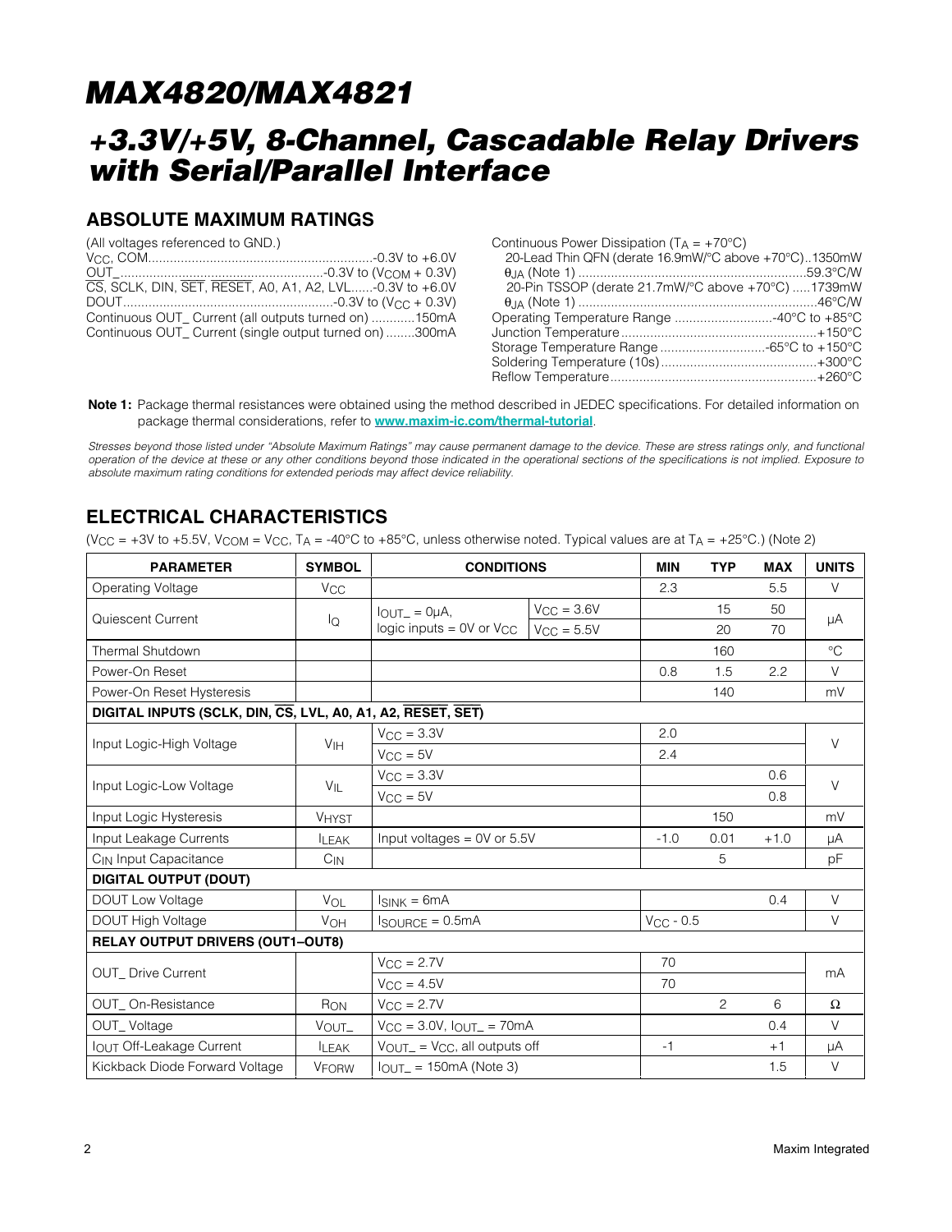# MAX4820/MAX4821

## +3.3V/+5V, 8-Channel, Cascadable Relay Drivers with Serial/Parallel Interface

## ABSOLUTE MAXIMUM RATINGS

(All voltages referenced to GND.)

$V_{CC}$, COM ............................................................-0.3V to +6.0V
OUT_ ........................................................-0.3V to ($V_{COM}$ + 0.3V)
$\overline{CS}$, SCLK, DIN, $\overline{SET}$, $\overline{RESET}$, A0, A1, A2, LVL......-0.3V to +6.0V
DOUT..........................................................-0.3V to ($V_{CC}$ + 0.3V)
Continuous OUT_ Current (all outputs turned on) ............150mA
Continuous OUT_ Current (single output turned on) ........300mA

Continuous Power Dissipation ($T_A$ = +70°C)
20-Lead Thin QFN (derate 16.9mW/°C above +70°C)..1350mW
$\theta_{JA}$ (Note 1) ..............................................................59.3°C/W
20-Pin TSSOP (derate 21.7mW/°C above +70°C) .....1739mW
$\theta_{JA}$ (Note 1) .................................................................46°C/W
Operating Temperature Range ...........................-40°C to +85°C
Junction Temperature.....................................................+150°C
Storage Temperature Range .............................-65°C to +150°C
Soldering Temperature (10s)...........................................+300°C
Reflow Temperature........................................................+260°C

**Note 1:** Package thermal resistances were obtained using the method described in JEDEC specifications. For detailed information on package thermal considerations, refer to **www.maxim-ic.com/thermal-tutorial**.

*Stresses beyond those listed under "Absolute Maximum Ratings" may cause permanent damage to the device. These are stress ratings only, and functional operation of the device at these or any other conditions beyond those indicated in the operational sections of the specifications is not implied. Exposure to absolute maximum rating conditions for extended periods may affect device reliability.*

## ELECTRICAL CHARACTERISTICS

($V_{CC}$ = +3V to +5.5V, $V_{COM}$ = $V_{CC}$, $T_A$ = -40°C to +85°C, unless otherwise noted. Typical values are at $T_A$ = +25°C.) (Note 2)

| PARAMETER | SYMBOL | CONDITIONS | | MIN | TYP | MAX | UNITS |
|---|---|---|---|---|---|---|---|
| Operating Voltage | $V_{CC}$ | | | 2.3 | | 5.5 | V |
| Quiescent Current | $I_Q$ | $I_{OUT\_}$ = 0µA, logic inputs = 0V or $V_{CC}$ | $V_{CC}$ = 3.6V | | 15 | 50 | µA |
| | | | $V_{CC}$ = 5.5V | | 20 | 70 | |
| Thermal Shutdown | | | | | 160 | | °C |
| Power-On Reset | | | | 0.8 | 1.5 | 2.2 | V |
| Power-On Reset Hysteresis | | | | | 140 | | mV |
| **DIGITAL INPUTS (SCLK, DIN, $\overline{CS}$, LVL, A0, A1, A2, $\overline{RESET}$, $\overline{SET}$)** | | | | | | | |
| Input Logic-High Voltage | $V_{IH}$ | $V_{CC}$ = 3.3V | | 2.0 | | | V |
| | | $V_{CC}$ = 5V | | 2.4 | | | |
| Input Logic-Low Voltage | $V_{IL}$ | $V_{CC}$ = 3.3V | | | | 0.6 | V |
| | | $V_{CC}$ = 5V | | | | 0.8 | |
| Input Logic Hysteresis | $V_{HYST}$ | | | | 150 | | mV |
| Input Leakage Currents | $I_{LEAK}$ | Input voltages = 0V or 5.5V | | -1.0 | 0.01 | +1.0 | µA |
| $C_{IN}$ Input Capacitance | $C_{IN}$ | | | | 5 | | pF |
| **DIGITAL OUTPUT (DOUT)** | | | | | | | |
| DOUT Low Voltage | $V_{OL}$ | $I_{SINK}$ = 6mA | | | | 0.4 | V |
| DOUT High Voltage | $V_{OH}$ | $I_{SOURCE}$ = 0.5mA | | $V_{CC}$ - 0.5 | | | V |
| **RELAY OUTPUT DRIVERS (OUT1–OUT8)** | | | | | | | |
| OUT_ Drive Current | | $V_{CC}$ = 2.7V | | 70 | | | mA |
| | | $V_{CC}$ = 4.5V | | 70 | | | |
| OUT_ On-Resistance | $R_{ON}$ | $V_{CC}$ = 2.7V | | | 2 | 6 | Ω |
| OUT_ Voltage | $V_{OUT\_}$ | $V_{CC}$ = 3.0V, $I_{OUT\_}$ = 70mA | | | | 0.4 | V |
| $I_{OUT}$ Off-Leakage Current | $I_{LEAK}$ | $V_{OUT\_}$ = $V_{CC}$, all outputs off | | -1 | | +1 | µA |
| Kickback Diode Forward Voltage | $V_{FORW}$ | $I_{OUT\_}$ = 150mA (Note 3) | | | | 1.5 | V |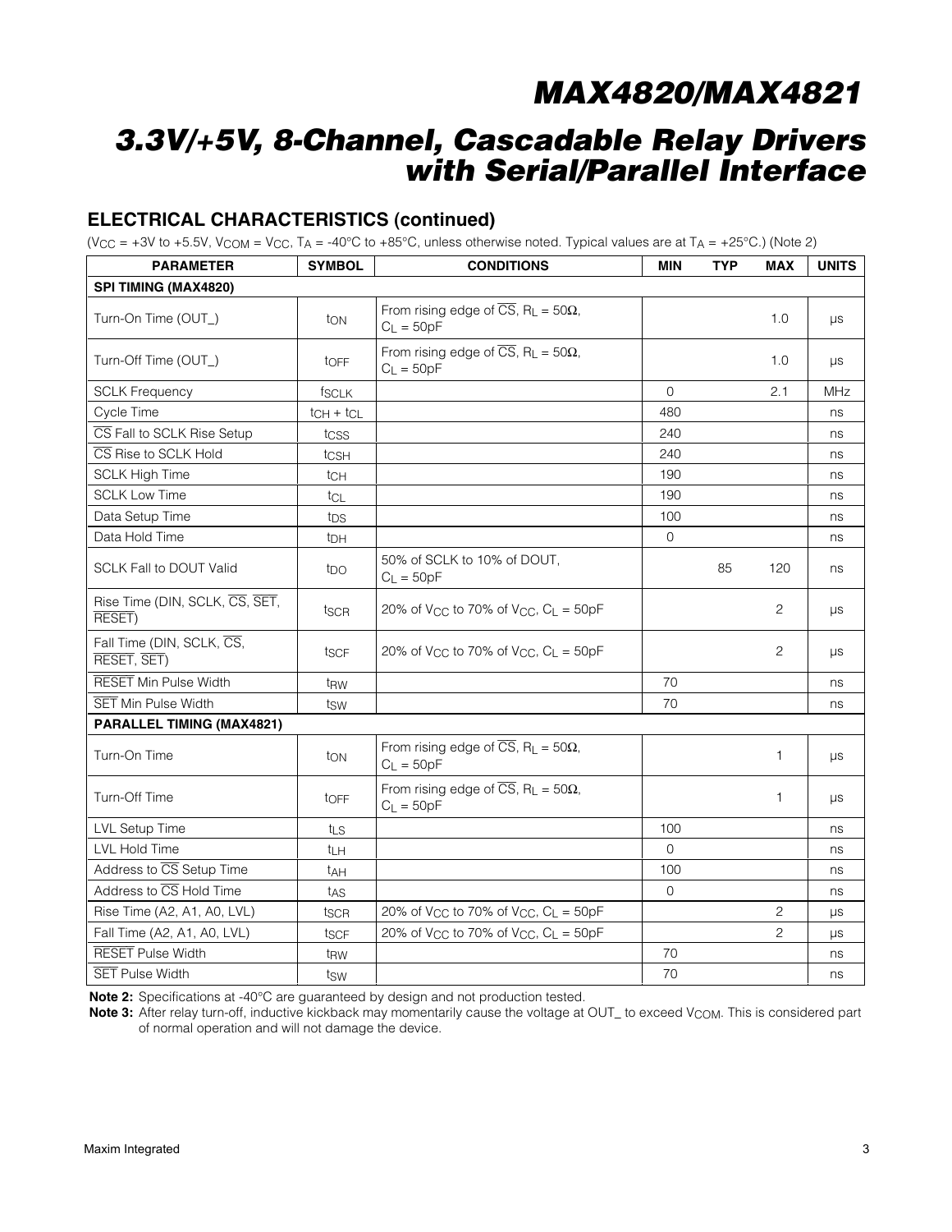## ELECTRICAL CHARACTERISTICS (continued)

($V_{CC}$ = +3V to +5.5V, $V_{COM}$ = $V_{CC}$, $T_A$ = -40°C to +85°C, unless otherwise noted. Typical values are at $T_A$ = +25°C.) (Note 2)

| PARAMETER | SYMBOL | CONDITIONS | MIN | TYP | MAX | UNITS |
|---|---|---|---|---|---|---|
| **SPI TIMING (MAX4820)** | | | | | | |
| Turn-On Time (OUT_) | $t_{ON}$ | From rising edge of $\overline{CS}$, $R_L$ = 50Ω, $C_L$ = 50pF | | | 1.0 | µs |
| Turn-Off Time (OUT_) | $t_{OFF}$ | From rising edge of $\overline{CS}$, $R_L$ = 50Ω, $C_L$ = 50pF | | | 1.0 | µs |
| SCLK Frequency | $f_{SCLK}$ | | 0 | | 2.1 | MHz |
| Cycle Time | $t_{CH} + t_{CL}$ | | 480 | | | ns |
| $\overline{CS}$ Fall to SCLK Rise Setup | $t_{CSS}$ | | 240 | | | ns |
| $\overline{CS}$ Rise to SCLK Hold | $t_{CSH}$ | | 240 | | | ns |
| SCLK High Time | $t_{CH}$ | | 190 | | | ns |
| SCLK Low Time | $t_{CL}$ | | 190 | | | ns |
| Data Setup Time | $t_{DS}$ | | 100 | | | ns |
| Data Hold Time | $t_{DH}$ | | 0 | | | ns |
| SCLK Fall to DOUT Valid | $t_{DO}$ | 50% of SCLK to 10% of DOUT, $C_L$ = 50pF | | 85 | 120 | ns |
| Rise Time (DIN, SCLK, $\overline{CS}$, $\overline{SET}$, $\overline{RESET}$) | $t_{SCR}$ | 20% of $V_{CC}$ to 70% of $V_{CC}$, $C_L$ = 50pF | | | 2 | µs |
| Fall Time (DIN, SCLK, $\overline{CS}$, $\overline{RESET}$, $\overline{SET}$) | $t_{SCF}$ | 20% of $V_{CC}$ to 70% of $V_{CC}$, $C_L$ = 50pF | | | 2 | µs |
| $\overline{RESET}$ Min Pulse Width | $t_{RW}$ | | 70 | | | ns |
| $\overline{SET}$ Min Pulse Width | $t_{SW}$ | | 70 | | | ns |
| **PARALLEL TIMING (MAX4821)** | | | | | | |
| Turn-On Time | $t_{ON}$ | From rising edge of $\overline{CS}$, $R_L$ = 50Ω, $C_L$ = 50pF | | | 1 | µs |
| Turn-Off Time | $t_{OFF}$ | From rising edge of $\overline{CS}$, $R_L$ = 50Ω, $C_L$ = 50pF | | | 1 | µs |
| LVL Setup Time | $t_{LS}$ | | 100 | | | ns |
| LVL Hold Time | $t_{LH}$ | | 0 | | | ns |
| Address to $\overline{CS}$ Setup Time | $t_{AH}$ | | 100 | | | ns |
| Address to $\overline{CS}$ Hold Time | $t_{AS}$ | | 0 | | | ns |
| Rise Time (A2, A1, A0, LVL) | $t_{SCR}$ | 20% of $V_{CC}$ to 70% of $V_{CC}$, $C_L$ = 50pF | | | 2 | µs |
| Fall Time (A2, A1, A0, LVL) | $t_{SCF}$ | 20% of $V_{CC}$ to 70% of $V_{CC}$, $C_L$ = 50pF | | | 2 | µs |
| $\overline{RESET}$ Pulse Width | $t_{RW}$ | | 70 | | | ns |
| $\overline{SET}$ Pulse Width | $t_{SW}$ | | 70 | | | ns |

**Note 2:** Specifications at -40°C are guaranteed by design and not production tested.

**Note 3:** After relay turn-off, inductive kickback may momentarily cause the voltage at OUT_ to exceed $V_{COM}$. This is considered part of normal operation and will not damage the device.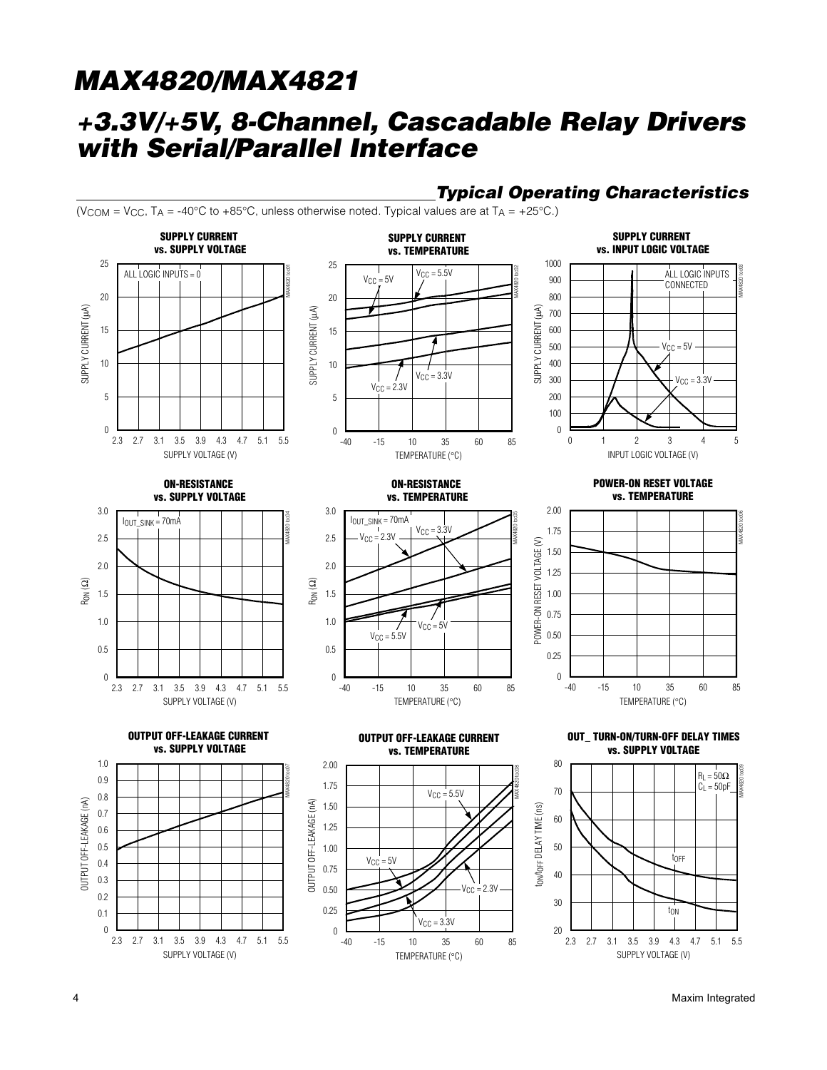## Typical Operating Characteristics

($V_{COM} = V_{CC}$, $T_A$ = -40°C to +85°C, unless otherwise noted. Typical values are at $T_A$ = +25°C.)

**SUPPLY CURRENT vs. SUPPLY VOLTAGE**

**SUPPLY CURRENT vs. TEMPERATURE**

**SUPPLY CURRENT vs. INPUT LOGIC VOLTAGE**

**ON-RESISTANCE vs. SUPPLY VOLTAGE**

**ON-RESISTANCE vs. TEMPERATURE**

**POWER-ON RESET VOLTAGE vs. TEMPERATURE**

**OUTPUT OFF-LEAKAGE CURRENT vs. SUPPLY VOLTAGE**

**OUTPUT OFF-LEAKAGE CURRENT vs. TEMPERATURE**

**OUT_ TURN-ON/TURN-OFF DELAY TIMES vs. SUPPLY VOLTAGE**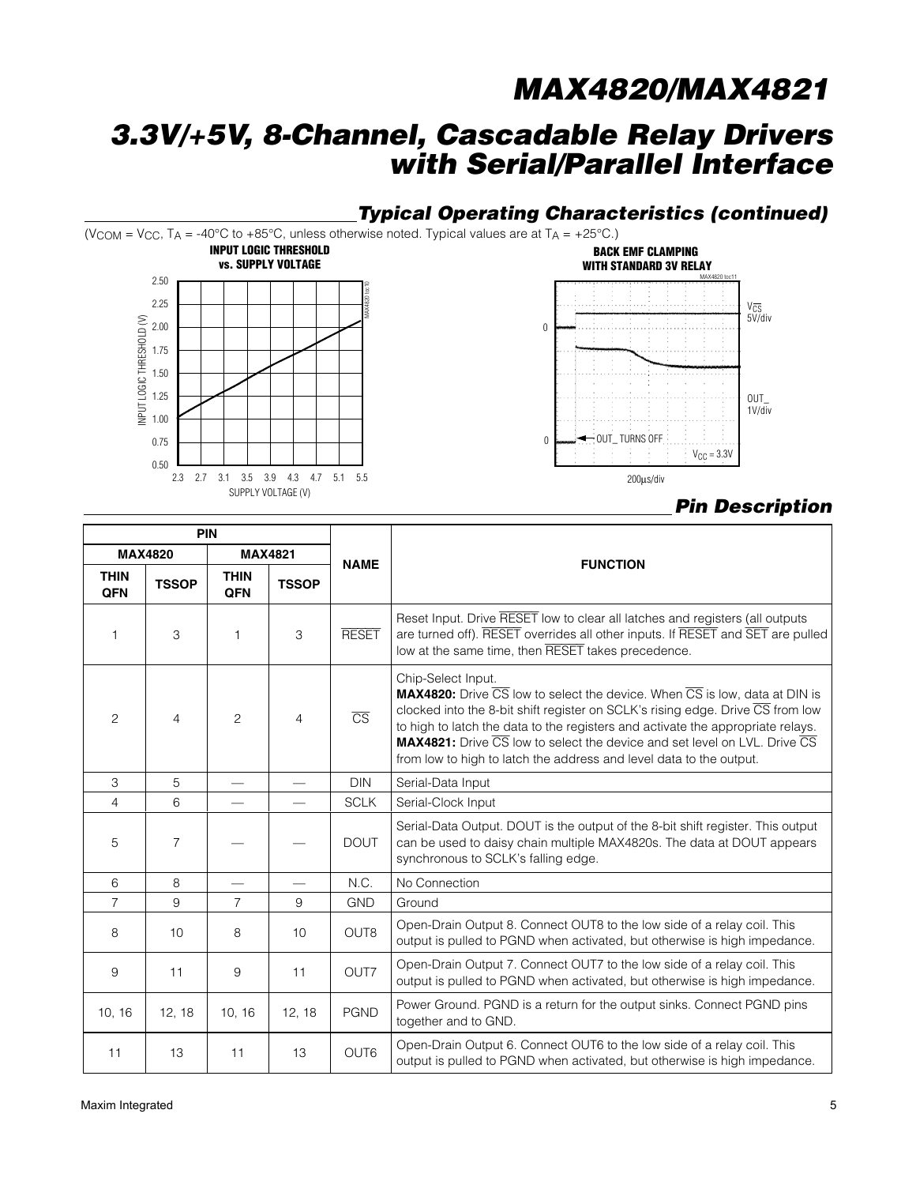## Typical Operating Characteristics (continued)

($V_{COM}$ = $V_{CC}$, $T_A$ = -40°C to +85°C, unless otherwise noted. Typical values are at $T_A$ = +25°C.)

**INPUT LOGIC THRESHOLD vs. SUPPLY VOLTAGE**

**BACK EMF CLAMPING WITH STANDARD 3V RELAY**

## Pin Description

| PIN | | | | NAME | FUNCTION |
|---|---|---|---|---|---|
| MAX4820 | | MAX4821 | | | |
| THIN QFN | TSSOP | THIN QFN | TSSOP | | |
| 1 | 3 | 1 | 3 | $\overline{RESET}$ | Reset Input. Drive $\overline{RESET}$ low to clear all latches and registers (all outputs are turned off). $\overline{RESET}$ overrides all other inputs. If $\overline{RESET}$ and $\overline{SET}$ are pulled low at the same time, then $\overline{RESET}$ takes precedence. |
| 2 | 4 | 2 | 4 | $\overline{CS}$ | Chip-Select Input. **MAX4820:** Drive $\overline{CS}$ low to select the device. When $\overline{CS}$ is low, data at DIN is clocked into the 8-bit shift register on SCLK's rising edge. Drive $\overline{CS}$ from low to high to latch the data to the registers and activate the appropriate relays. **MAX4821:** Drive $\overline{CS}$ low to select the device and set level on LVL. Drive $\overline{CS}$ from low to high to latch the address and level data to the output. |
| 3 | 5 | — | — | DIN | Serial-Data Input |
| 4 | 6 | — | — | SCLK | Serial-Clock Input |
| 5 | 7 | — | — | DOUT | Serial-Data Output. DOUT is the output of the 8-bit shift register. This output can be used to daisy chain multiple MAX4820s. The data at DOUT appears synchronous to SCLK's falling edge. |
| 6 | 8 | — | — | N.C. | No Connection |
| 7 | 9 | 7 | 9 | GND | Ground |
| 8 | 10 | 8 | 10 | OUT8 | Open-Drain Output 8. Connect OUT8 to the low side of a relay coil. This output is pulled to PGND when activated, but otherwise is high impedance. |
| 9 | 11 | 9 | 11 | OUT7 | Open-Drain Output 7. Connect OUT7 to the low side of a relay coil. This output is pulled to PGND when activated, but otherwise is high impedance. |
| 10, 16 | 12, 18 | 10, 16 | 12, 18 | PGND | Power Ground. PGND is a return for the output sinks. Connect PGND pins together and to GND. |
| 11 | 13 | 11 | 13 | OUT6 | Open-Drain Output 6. Connect OUT6 to the low side of a relay coil. This output is pulled to PGND when activated, but otherwise is high impedance. |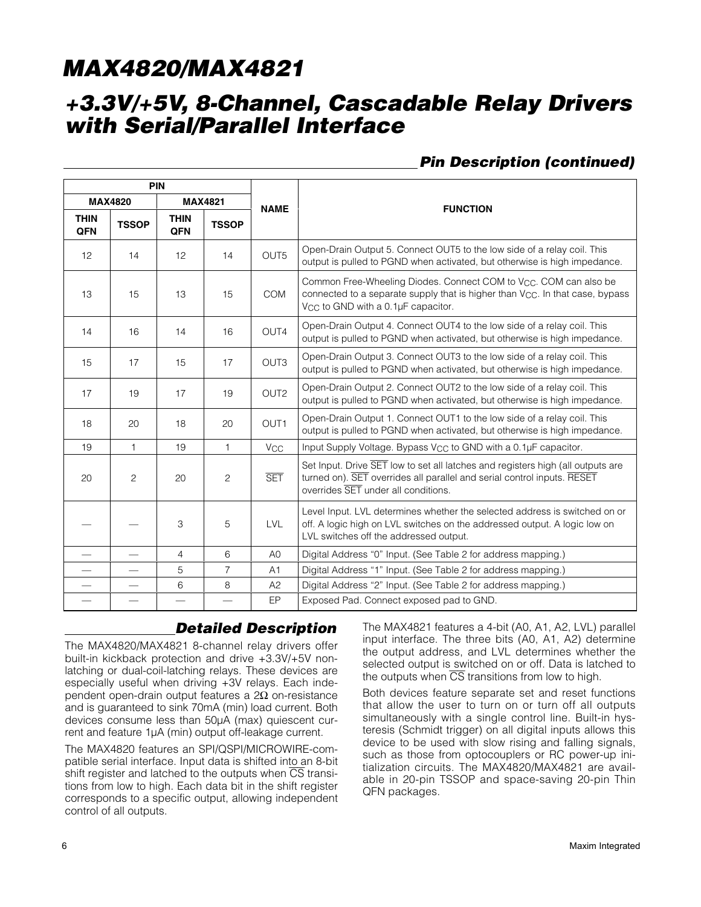## Pin Description (continued)

| PIN | | | | NAME | FUNCTION |
|---|---|---|---|---|---|
| MAX4820 | | MAX4821 | | | |
| THIN QFN | TSSOP | THIN QFN | TSSOP | | |
| 12 | 14 | 12 | 14 | OUT5 | Open-Drain Output 5. Connect OUT5 to the low side of a relay coil. This output is pulled to PGND when activated, but otherwise is high impedance. |
| 13 | 15 | 13 | 15 | COM | Common Free-Wheeling Diodes. Connect COM to $V_{CC}$. COM can also be connected to a separate supply that is higher than $V_{CC}$. In that case, bypass $V_{CC}$ to GND with a 0.1µF capacitor. |
| 14 | 16 | 14 | 16 | OUT4 | Open-Drain Output 4. Connect OUT4 to the low side of a relay coil. This output is pulled to PGND when activated, but otherwise is high impedance. |
| 15 | 17 | 15 | 17 | OUT3 | Open-Drain Output 3. Connect OUT3 to the low side of a relay coil. This output is pulled to PGND when activated, but otherwise is high impedance. |
| 17 | 19 | 17 | 19 | OUT2 | Open-Drain Output 2. Connect OUT2 to the low side of a relay coil. This output is pulled to PGND when activated, but otherwise is high impedance. |
| 18 | 20 | 18 | 20 | OUT1 | Open-Drain Output 1. Connect OUT1 to the low side of a relay coil. This output is pulled to PGND when activated, but otherwise is high impedance. |
| 19 | 1 | 19 | 1 | $V_{CC}$ | Input Supply Voltage. Bypass $V_{CC}$ to GND with a 0.1µF capacitor. |
| 20 | 2 | 20 | 2 | $\overline{SET}$ | Set Input. Drive $\overline{SET}$ low to set all latches and registers high (all outputs are turned on). $\overline{SET}$ overrides all parallel and serial control inputs. $\overline{RESET}$ overrides $\overline{SET}$ under all conditions. |
| — | — | 3 | 5 | LVL | Level Input. LVL determines whether the selected address is switched on or off. A logic high on LVL switches on the addressed output. A logic low on LVL switches off the addressed output. |
| — | — | 4 | 6 | A0 | Digital Address "0" Input. (See Table 2 for address mapping.) |
| — | — | 5 | 7 | A1 | Digital Address "1" Input. (See Table 2 for address mapping.) |
| — | — | 6 | 8 | A2 | Digital Address "2" Input. (See Table 2 for address mapping.) |
| — | — | — | — | EP | Exposed Pad. Connect exposed pad to GND. |

## Detailed Description

The MAX4820/MAX4821 8-channel relay drivers offer built-in kickback protection and drive +3.3V/+5V non-latching or dual-coil-latching relays. These devices are especially useful when driving +3V relays. Each independent open-drain output features a 2Ω on-resistance and is guaranteed to sink 70mA (min) load current. Both devices consume less than 50µA (max) quiescent current and feature 1µA (min) output off-leakage current.

The MAX4820 features an SPI/QSPI/MICROWIRE-compatible serial interface. Input data is shifted into an 8-bit shift register and latched to the outputs when $\overline{CS}$ transitions from low to high. Each data bit in the shift register corresponds to a specific output, allowing independent control of all outputs.

The MAX4821 features a 4-bit (A0, A1, A2, LVL) parallel input interface. The three bits (A0, A1, A2) determine the output address, and LVL determines whether the selected output is switched on or off. Data is latched to the outputs when $\overline{CS}$ transitions from low to high.

Both devices feature separate set and reset functions that allow the user to turn on or turn off all outputs simultaneously with a single control line. Built-in hysteresis (Schmidt trigger) on all digital inputs allows this device to be used with slow rising and falling signals, such as those from optocouplers or RC power-up initialization circuits. The MAX4820/MAX4821 are available in 20-pin TSSOP and space-saving 20-pin Thin QFN packages.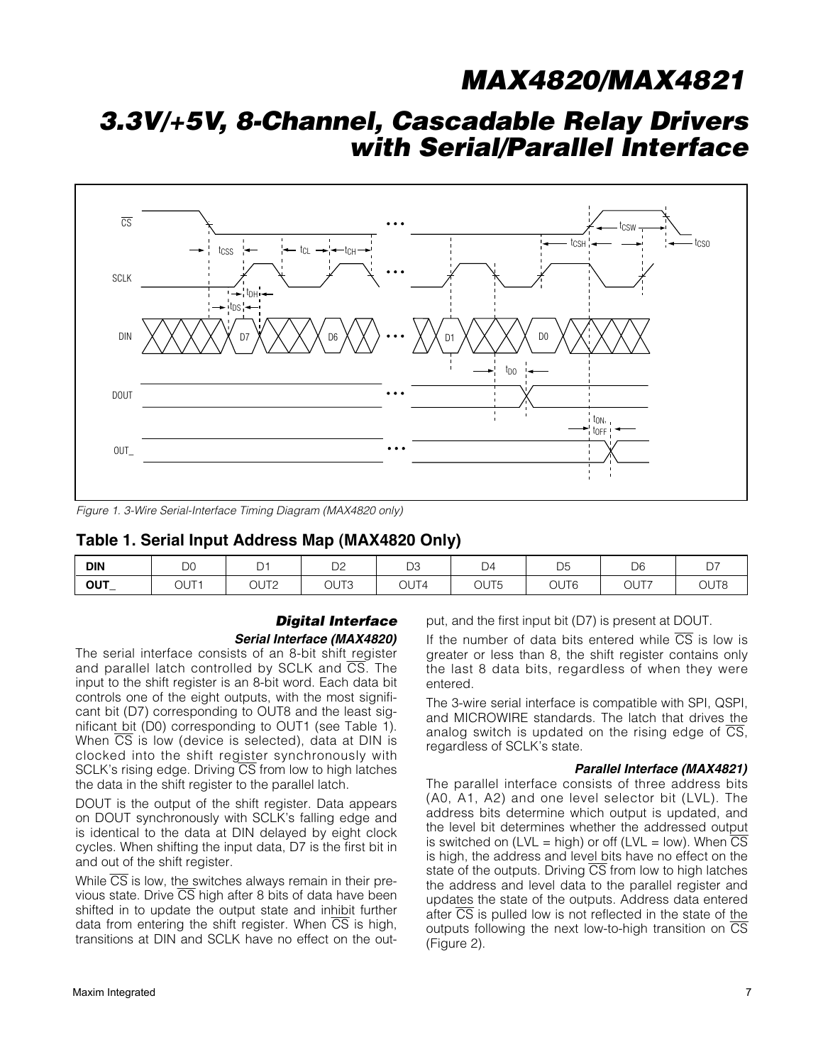Figure 1. 3-Wire Serial-Interface Timing Diagram (MAX4820 only)

## Table 1. Serial Input Address Map (MAX4820 Only)

| DIN | D0 | D1 | D2 | D3 | D4 | D5 | D6 | D7 |
|---|---|---|---|---|---|---|---|---|
| OUT_ | OUT1 | OUT2 | OUT3 | OUT4 | OUT5 | OUT6 | OUT7 | OUT8 |

## Digital Interface

### Serial Interface (MAX4820)

The serial interface consists of an 8-bit shift register and parallel latch controlled by SCLK and $\overline{CS}$. The input to the shift register is an 8-bit word. Each data bit controls one of the eight outputs, with the most significant bit (D7) corresponding to OUT8 and the least significant bit (D0) corresponding to OUT1 (see Table 1). When $\overline{CS}$ is low (device is selected), data at DIN is clocked into the shift register synchronously with SCLK's rising edge. Driving $\overline{CS}$ from low to high latches the data in the shift register to the parallel latch.

DOUT is the output of the shift register. Data appears on DOUT synchronously with SCLK's falling edge and is identical to the data at DIN delayed by eight clock cycles. When shifting the input data, D7 is the first bit in and out of the shift register.

While $\overline{CS}$ is low, the switches always remain in their previous state. Drive $\overline{CS}$ high after 8 bits of data have been shifted in to update the output state and inhibit further data from entering the shift register. When $\overline{CS}$ is high, transitions at DIN and SCLK have no effect on the output, and the first input bit (D7) is present at DOUT.

If the number of data bits entered while $\overline{CS}$ is low is greater or less than 8, the shift register contains only the last 8 data bits, regardless of when they were entered.

The 3-wire serial interface is compatible with SPI, QSPI, and MICROWIRE standards. The latch that drives the analog switch is updated on the rising edge of $\overline{CS}$, regardless of SCLK's state.

### Parallel Interface (MAX4821)

The parallel interface consists of three address bits (A0, A1, A2) and one level selector bit (LVL). The address bits determine which output is updated, and the level bit determines whether the addressed output is switched on (LVL = high) or off (LVL = low). When $\overline{CS}$ is high, the address and level bits have no effect on the state of the outputs. Driving $\overline{CS}$ from low to high latches the address and level data to the parallel register and updates the state of the outputs. Address data entered after $\overline{CS}$ is pulled low is not reflected in the state of the outputs following the next low-to-high transition on $\overline{CS}$ (Figure 2).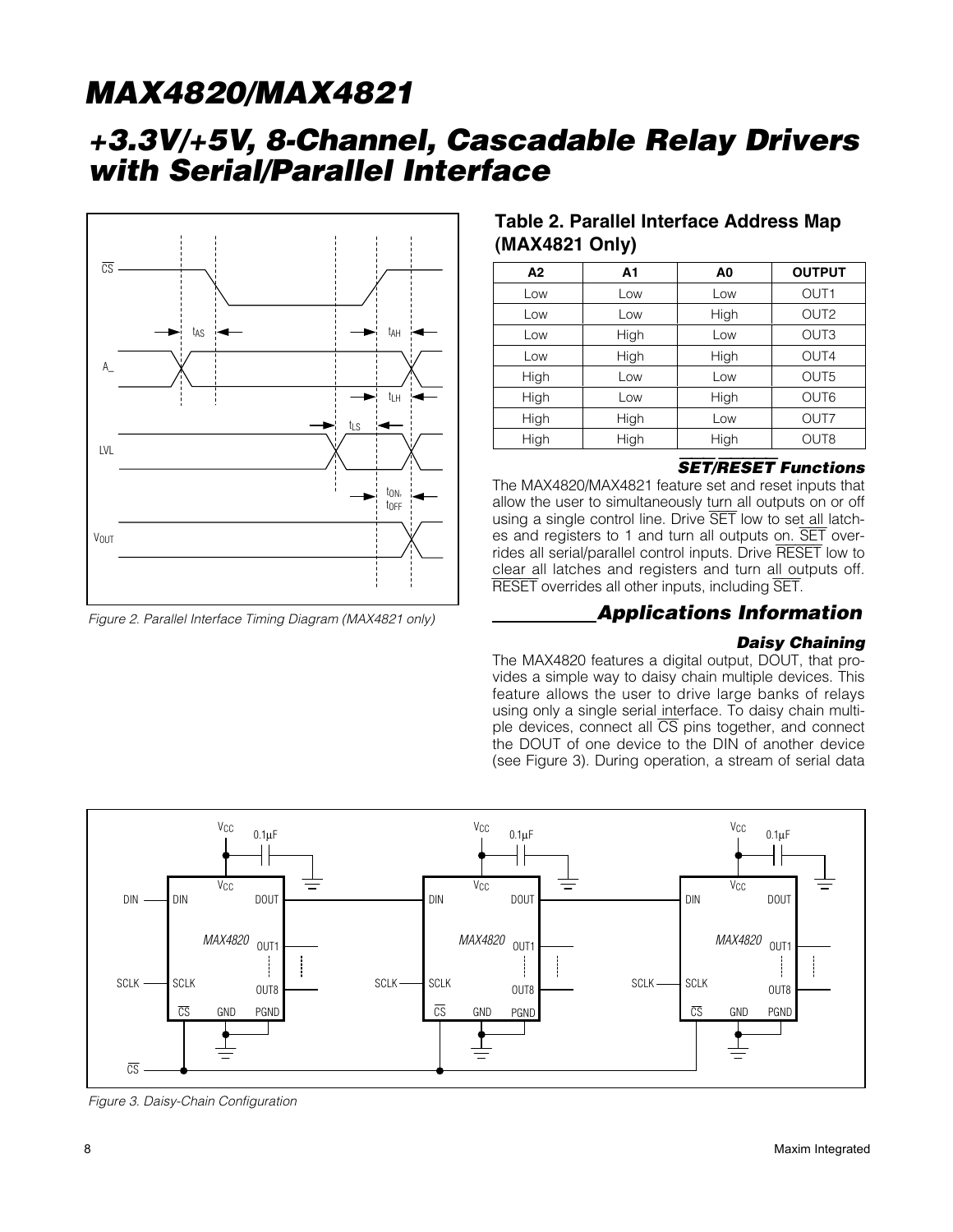Figure 2. Parallel Interface Timing Diagram (MAX4821 only)

**Table 2. Parallel Interface Address Map (MAX4821 Only)**

| A2 | A1 | A0 | OUTPUT |
|---|---|---|---|
| Low | Low | Low | OUT1 |
| Low | Low | High | OUT2 |
| Low | High | Low | OUT3 |
| Low | High | High | OUT4 |
| High | Low | Low | OUT5 |
| High | Low | High | OUT6 |
| High | High | Low | OUT7 |
| High | High | High | OUT8 |

### SET/RESET Functions

The MAX4820/MAX4821 feature set and reset inputs that allow the user to simultaneously turn all outputs on or off using a single control line. Drive SET low to set all latches and registers to 1 and turn all outputs on. SET overrides all serial/parallel control inputs. Drive RESET low to clear all latches and registers and turn all outputs off. RESET overrides all other inputs, including SET.

## Applications Information

### Daisy Chaining

The MAX4820 features a digital output, DOUT, that provides a simple way to daisy chain multiple devices. This feature allows the user to drive large banks of relays using only a single serial interface. To daisy chain multiple devices, connect all CS pins together, and connect the DOUT of one device to the DIN of another device (see Figure 3). During operation, a stream of serial data

Figure 3. Daisy-Chain Configuration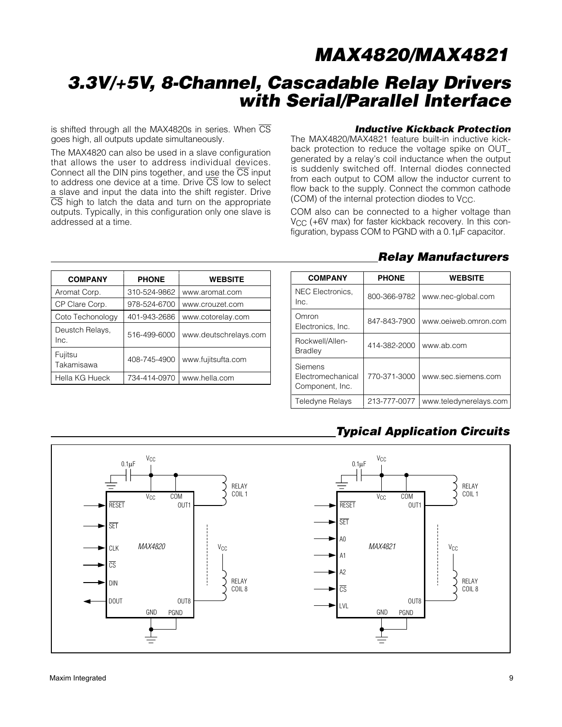is shifted through all the MAX4820s in series. When $\overline{CS}$ goes high, all outputs update simultaneously.

The MAX4820 can also be used in a slave configuration that allows the user to address individual devices. Connect all the DIN pins together, and use the $\overline{CS}$ input to address one device at a time. Drive $\overline{CS}$ low to select a slave and input the data into the shift register. Drive $\overline{CS}$ high to latch the data and turn on the appropriate outputs. Typically, in this configuration only one slave is addressed at a time.

### Inductive Kickback Protection

The MAX4820/MAX4821 feature built-in inductive kickback protection to reduce the voltage spike on OUT_ generated by a relay's coil inductance when the output is suddenly switched off. Internal diodes connected from each output to COM allow the inductor current to flow back to the supply. Connect the common cathode (COM) of the internal protection diodes to $V_{CC}$.

COM also can be connected to a higher voltage than $V_{CC}$ (+6V max) for faster kickback recovery. In this configuration, bypass COM to PGND with a 0.1µF capacitor.

## Relay Manufacturers

| COMPANY | PHONE | WEBSITE |
|---|---|---|
| Aromat Corp. | 310-524-9862 | www.aromat.com |
| CP Clare Corp. | 978-524-6700 | www.crouzet.com |
| Coto Techonology | 401-943-2686 | www.cotorelay.com |
| Deustch Relays, Inc. | 516-499-6000 | www.deutschrelays.com |
| Fujitsu Takamisawa | 408-745-4900 | www.fujitsufta.com |
| Hella KG Hueck | 734-414-0970 | www.hella.com |
| NEC Electronics, Inc. | 800-366-9782 | www.nec-global.com |
| Omron Electronics, Inc. | 847-843-7900 | www.oeiweb.omron.com |
| Rockwell/Allen-Bradley | 414-382-2000 | www.ab.com |
| Siemens Electromechanical Component, Inc. | 770-371-3000 | www.sec.siemens.com |
| Teledyne Relays | 213-777-0077 | www.teledynerelays.com |

## Typical Application Circuits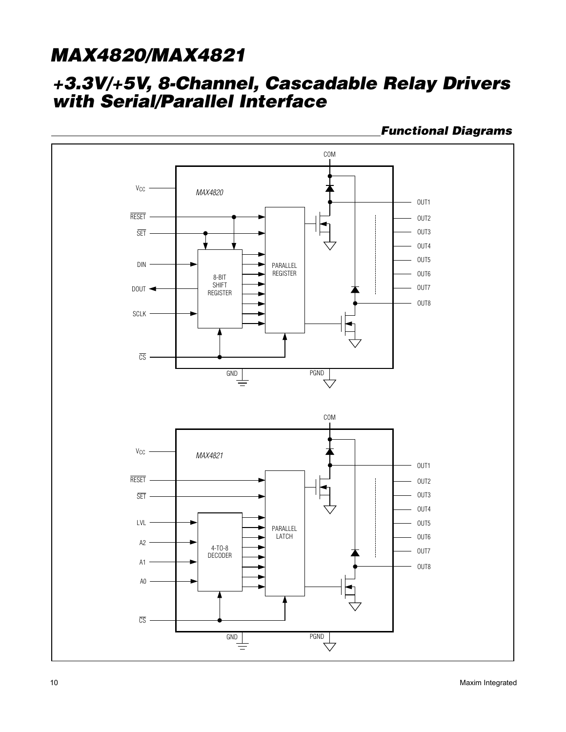## Functional Diagrams

MAX4820

$V_{CC}$, RESET, SET, DIN, DOUT, SCLK, CS, 8-BIT SHIFT REGISTER, PARALLEL REGISTER, COM, OUT1, OUT2, OUT3, OUT4, OUT5, OUT6, OUT7, OUT8, GND, PGND

MAX4821

$V_{CC}$, RESET, SET, LVL, A2, A1, A0, CS, 4-TO-8 DECODER, PARALLEL LATCH, COM, OUT1, OUT2, OUT3, OUT4, OUT5, OUT6, OUT7, OUT8, GND, PGND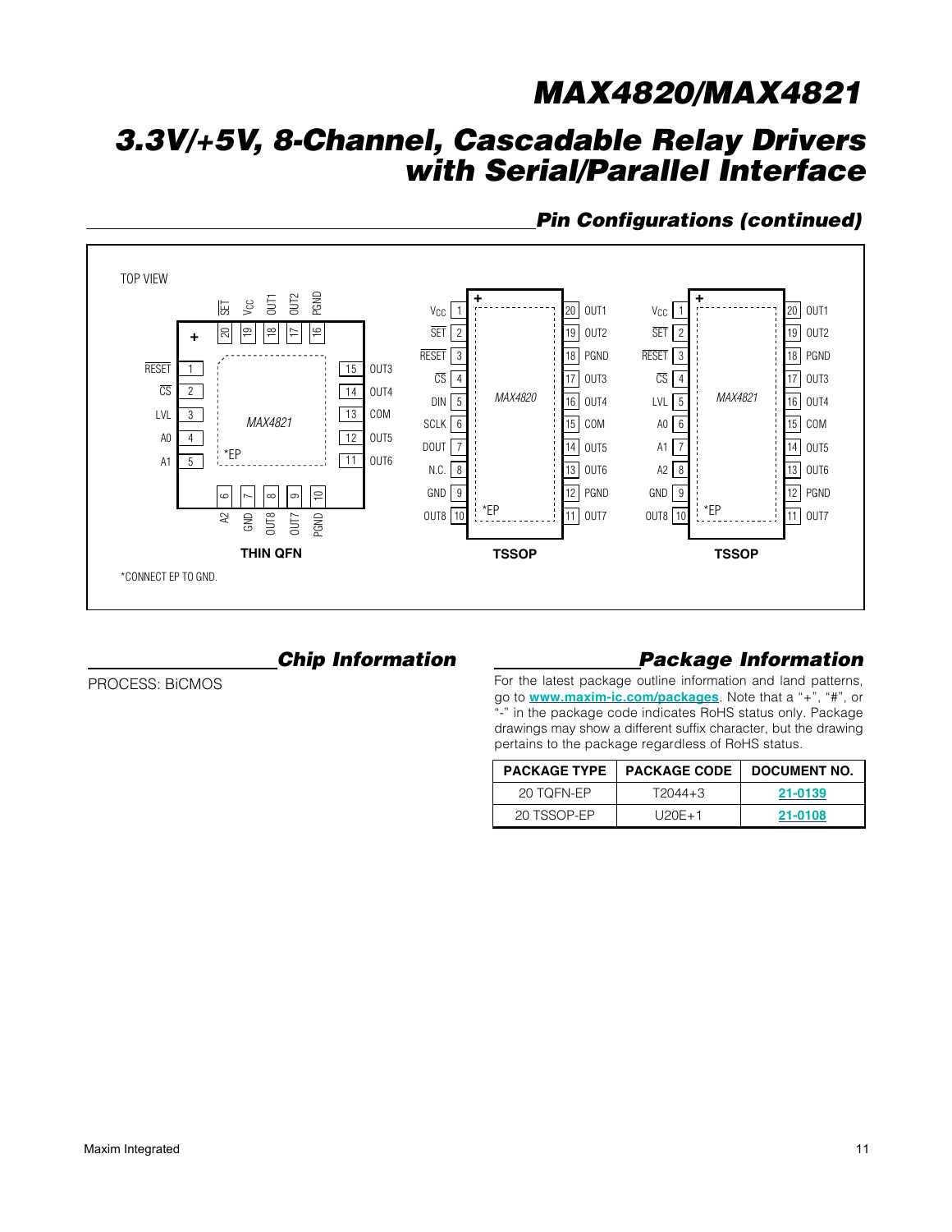## Pin Configurations (continued)

TOP VIEW

**MAX4821 — THIN QFN**

| Pin | Name |
|---|---|
| 1 | $\overline{RESET}$ |
| 2 | $\overline{CS}$ |
| 3 | LVL |
| 4 | A0 |
| 5 | A1 |
| 6 | A2 |
| 7 | GND |
| 8 | OUT8 |
| 9 | OUT7 |
| 10 | PGND |
| 11 | OUT6 |
| 12 | OUT5 |
| 13 | COM |
| 14 | OUT4 |
| 15 | OUT3 |
| 16 | PGND |
| 17 | OUT2 |
| 18 | OUT1 |
| 19 | $V_{CC}$ |
| 20 | $\overline{SET}$ |
| — | *EP |

**MAX4820 — TSSOP**

| Pin | Name | Pin | Name |
|---|---|---|---|
| 1 | $V_{CC}$ | 20 | OUT1 |
| 2 | $\overline{SET}$ | 19 | OUT2 |
| 3 | $\overline{RESET}$ | 18 | PGND |
| 4 | $\overline{CS}$ | 17 | OUT3 |
| 5 | DIN | 16 | OUT4 |
| 6 | SCLK | 15 | COM |
| 7 | DOUT | 14 | OUT5 |
| 8 | N.C. | 13 | OUT6 |
| 9 | GND | 12 | PGND |
| 10 | OUT8 | 11 | OUT7 |
| — | *EP | | |

**MAX4821 — TSSOP**

| Pin | Name | Pin | Name |
|---|---|---|---|
| 1 | $V_{CC}$ | 20 | OUT1 |
| 2 | $\overline{SET}$ | 19 | OUT2 |
| 3 | $\overline{RESET}$ | 18 | PGND |
| 4 | $\overline{CS}$ | 17 | OUT3 |
| 5 | LVL | 16 | OUT4 |
| 6 | A0 | 15 | COM |
| 7 | A1 | 14 | OUT5 |
| 8 | A2 | 13 | OUT6 |
| 9 | GND | 12 | PGND |
| 10 | OUT8 | 11 | OUT7 |
| — | *EP | | |

*CONNECT EP TO GND.

## Chip Information

PROCESS: BiCMOS

## Package Information

For the latest package outline information and land patterns, go to **www.maxim-ic.com/packages**. Note that a "+", "#", or "-" in the package code indicates RoHS status only. Package drawings may show a different suffix character, but the drawing pertains to the package regardless of RoHS status.

| PACKAGE TYPE | PACKAGE CODE | DOCUMENT NO. |
|---|---|---|
| 20 TQFN-EP | T2044+3 | 21-0139 |
| 20 TSSOP-EP | U20E+1 | 21-0108 |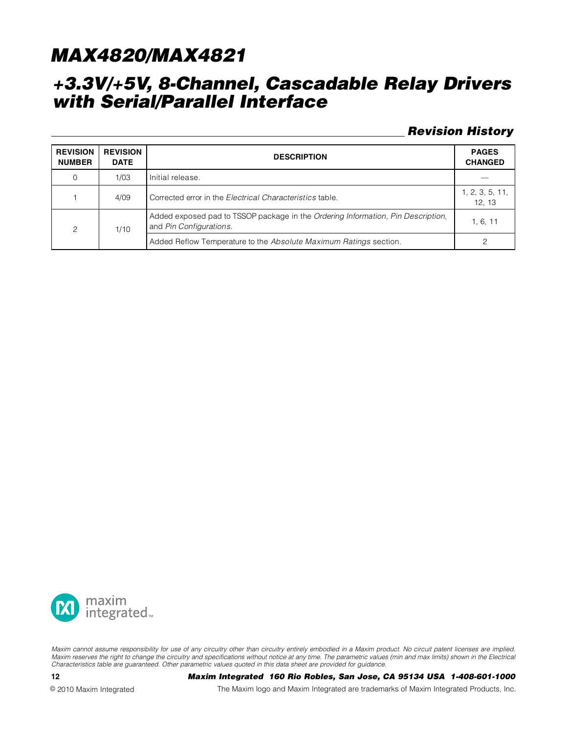## Revision History

| REVISION NUMBER | REVISION DATE | DESCRIPTION | PAGES CHANGED |
|---|---|---|---|
| 0 | 1/03 | Initial release. | — |
| 1 | 4/09 | Corrected error in the *Electrical Characteristics* table. | 1, 2, 3, 5, 11, 12, 13 |
| 2 | 1/10 | Added exposed pad to TSSOP package in the *Ordering Information*, *Pin Description*, and *Pin Configurations*. | 1, 6, 11 |
| | | Added Reflow Temperature to the *Absolute Maximum Ratings* section. | 2 |

*Maxim cannot assume responsibility for use of any circuitry other than circuitry entirely embodied in a Maxim product. No circuit patent licenses are implied. Maxim reserves the right to change the circuitry and specifications without notice at any time. The parametric values (min and max limits) shown in the Electrical Characteristics table are guaranteed. Other parametric values quoted in this data sheet are provided for guidance.*

***Maxim Integrated 160 Rio Robles, San Jose, CA 95134 USA 1-408-601-1000***

© 2010 Maxim Integrated

The Maxim logo and Maxim Integrated are trademarks of Maxim Integrated Products, Inc.